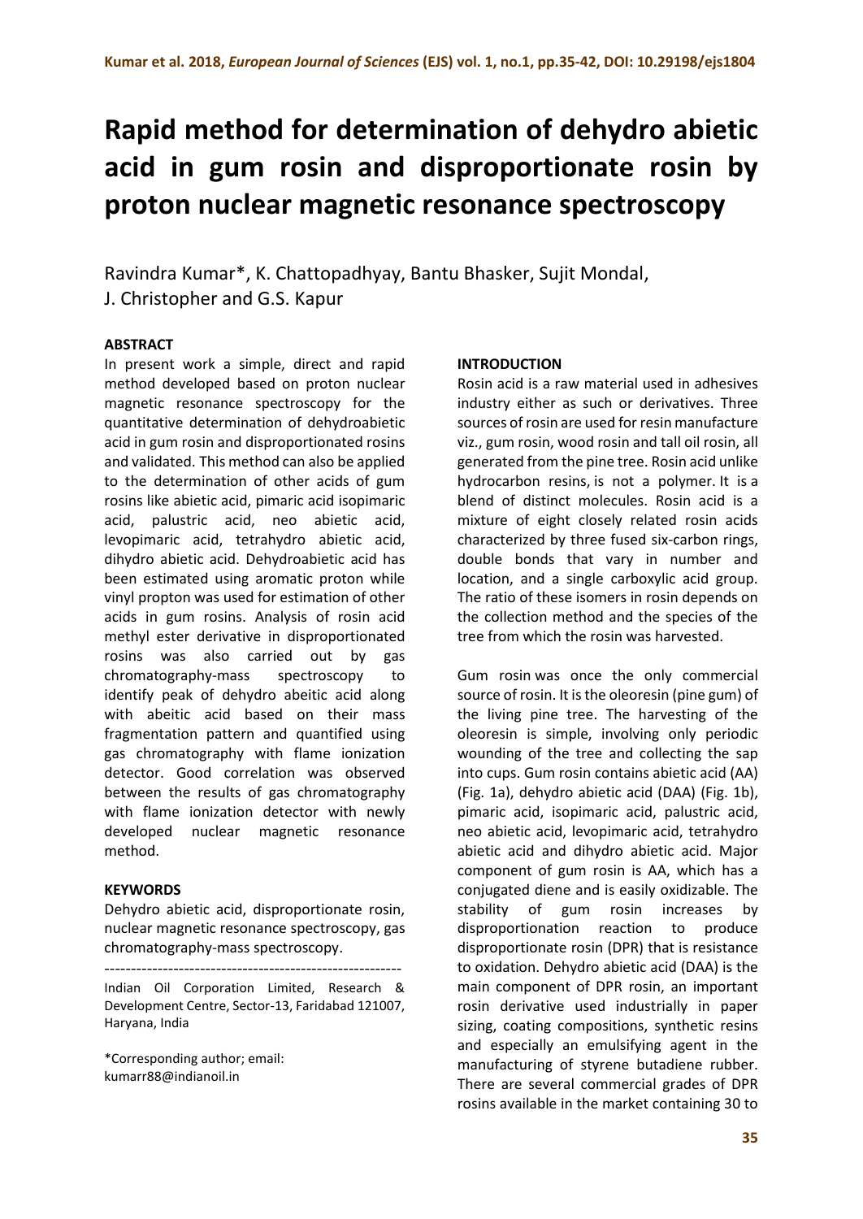# Rapid method for determination of dehydro abietic acid in gum rosin and disproportionate rosin by proton nuclear magnetic resonance spectroscopy

Ravindra Kumar*, K. Chattopadhyay, Bantu Bhasker, Sujit Mondal, J. Christopher and G.S. Kapur

## ABSTRACT

In present work a simple, direct and rapid method developed based on proton nuclear magnetic resonance spectroscopy for the quantitative determination of dehydroabietic acid in gum rosin and disproportionated rosins and validated. This method can also be applied to the determination of other acids of gum rosins like abietic acid, pimaric acid isopimaric acid, palustric acid, neo abietic acid, levopimaric acid, tetrahydro abietic acid, dihydro abietic acid. Dehydroabietic acid has been estimated using aromatic proton while vinyl propton was used for estimation of other acids in gum rosins. Analysis of rosin acid methyl ester derivative in disproportionated rosins was also carried out by gas chromatography-mass spectroscopy to identify peak of dehydro abeitic acid along with abeitic acid based on their mass fragmentation pattern and quantified using gas chromatography with flame ionization detector. Good correlation was observed between the results of gas chromatography with flame ionization detector with newly developed nuclear magnetic resonance method.

## KEYWORDS

Dehydro abietic acid, disproportionate rosin, nuclear magnetic resonance spectroscopy, gas chromatography-mass spectroscopy.

---

Indian Oil Corporation Limited, Research & Development Centre, Sector-13, Faridabad 121007, Haryana, India

*Corresponding author; email: kumarr88@indianoil.in

## INTRODUCTION

Rosin acid is a raw material used in adhesives industry either as such or derivatives. Three sources of rosin are used for resin manufacture viz., gum rosin, wood rosin and tall oil rosin, all generated from the pine tree. Rosin acid unlike hydrocarbon resins, is not a polymer. It is a blend of distinct molecules. Rosin acid is a mixture of eight closely related rosin acids characterized by three fused six-carbon rings, double bonds that vary in number and location, and a single carboxylic acid group. The ratio of these isomers in rosin depends on the collection method and the species of the tree from which the rosin was harvested.

Gum rosin was once the only commercial source of rosin. It is the oleoresin (pine gum) of the living pine tree. The harvesting of the oleoresin is simple, involving only periodic wounding of the tree and collecting the sap into cups. Gum rosin contains abietic acid (AA) (Fig. 1a), dehydro abietic acid (DAA) (Fig. 1b), pimaric acid, isopimaric acid, palustric acid, neo abietic acid, levopimaric acid, tetrahydro abietic acid and dihydro abietic acid. Major component of gum rosin is AA, which has a conjugated diene and is easily oxidizable. The stability of gum rosin increases by disproportionation reaction to produce disproportionate rosin (DPR) that is resistance to oxidation. Dehydro abietic acid (DAA) is the main component of DPR rosin, an important rosin derivative used industrially in paper sizing, coating compositions, synthetic resins and especially an emulsifying agent in the manufacturing of styrene butadiene rubber. There are several commercial grades of DPR rosins available in the market containing 30 to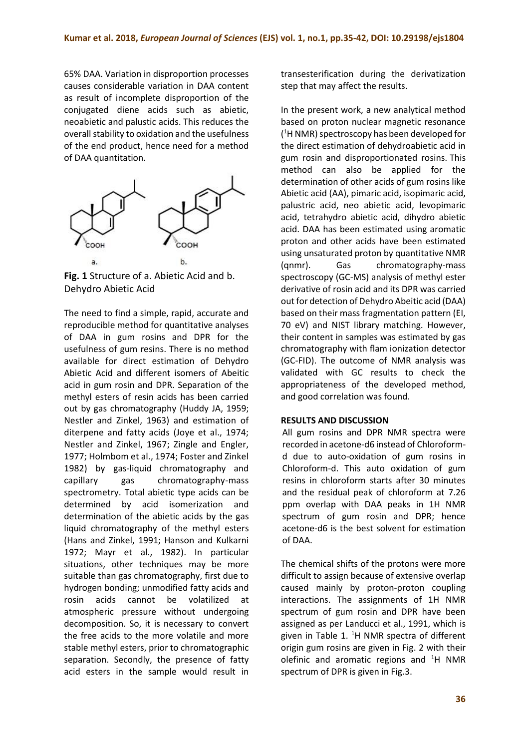65% DAA. Variation in disproportion processes causes considerable variation in DAA content as result of incomplete disproportion of the conjugated diene acids such as abietic, neoabietic and palustic acids. This reduces the overall stability to oxidation and the usefulness of the end product, hence need for a method of DAA quantitation.

a. COOH

b. COOH

**Fig. 1** Structure of a. Abietic Acid and b. Dehydro Abietic Acid

The need to find a simple, rapid, accurate and reproducible method for quantitative analyses of DAA in gum rosins and DPR for the usefulness of gum resins. There is no method available for direct estimation of Dehydro Abietic Acid and different isomers of Abeitic acid in gum rosin and DPR. Separation of the methyl esters of resin acids has been carried out by gas chromatography (Huddy JA, 1959; Nestler and Zinkel, 1963) and estimation of diterpene and fatty acids (Joye et al., 1974; Nestler and Zinkel, 1967; Zingle and Engler, 1977; Holmbom et al., 1974; Foster and Zinkel 1982) by gas-liquid chromatography and capillary gas chromatography-mass spectrometry. Total abietic type acids can be determined by acid isomerization and determination of the abietic acids by the gas liquid chromatography of the methyl esters (Hans and Zinkel, 1991; Hanson and Kulkarni 1972; Mayr et al., 1982). In particular situations, other techniques may be more suitable than gas chromatography, first due to hydrogen bonding; unmodified fatty acids and rosin acids cannot be volatilized at atmospheric pressure without undergoing decomposition. So, it is necessary to convert the free acids to the more volatile and more stable methyl esters, prior to chromatographic separation. Secondly, the presence of fatty acid esters in the sample would result in transesterification during the derivatization step that may affect the results.

In the present work, a new analytical method based on proton nuclear magnetic resonance ($^{1}$H NMR) spectroscopy has been developed for the direct estimation of dehydroabietic acid in gum rosin and disproportionated rosins. This method can also be applied for the determination of other acids of gum rosins like Abietic acid (AA), pimaric acid, isopimaric acid, palustric acid, neo abietic acid, levopimaric acid, tetrahydro abietic acid, dihydro abietic acid. DAA has been estimated using aromatic proton and other acids have been estimated using unsaturated proton by quantitative NMR (qnmr). Gas chromatography-mass spectroscopy (GC-MS) analysis of methyl ester derivative of rosin acid and its DPR was carried out for detection of Dehydro Abeitic acid (DAA) based on their mass fragmentation pattern (EI, 70 eV) and NIST library matching. However, their content in samples was estimated by gas chromatography with flam ionization detector (GC-FID). The outcome of NMR analysis was validated with GC results to check the appropriateness of the developed method, and good correlation was found.

## RESULTS AND DISCUSSION

All gum rosins and DPR NMR spectra were recorded in acetone-d6 instead of Chloroform-d due to auto-oxidation of gum rosins in Chloroform-d. This auto oxidation of gum resins in chloroform starts after 30 minutes and the residual peak of chloroform at 7.26 ppm overlap with DAA peaks in 1H NMR spectrum of gum rosin and DPR; hence acetone-d6 is the best solvent for estimation of DAA.

The chemical shifts of the protons were more difficult to assign because of extensive overlap caused mainly by proton-proton coupling interactions. The assignments of 1H NMR spectrum of gum rosin and DPR have been assigned as per Landucci et al., 1991, which is given in Table 1. $^{1}$H NMR spectra of different origin gum rosins are given in Fig. 2 with their olefinic and aromatic regions and $^{1}$H NMR spectrum of DPR is given in Fig.3.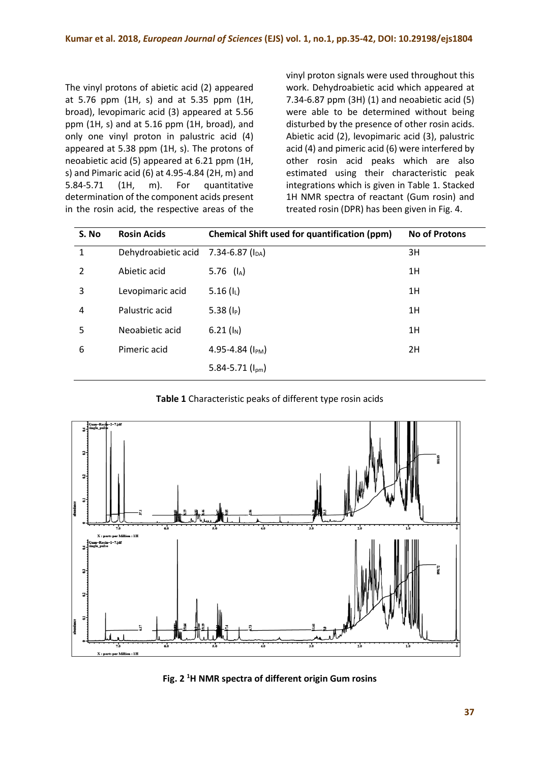The vinyl protons of abietic acid (2) appeared at 5.76 ppm (1H, s) and at 5.35 ppm (1H, broad), levopimaric acid (3) appeared at 5.56 ppm (1H, s) and at 5.16 ppm (1H, broad), and only one vinyl proton in palustric acid (4) appeared at 5.38 ppm (1H, s). The protons of neoabietic acid (5) appeared at 6.21 ppm (1H, s) and Pimaric acid (6) at 4.95-4.84 (2H, m) and 5.84-5.71 (1H, m). For quantitative determination of the component acids present in the rosin acid, the respective areas of the vinyl proton signals were used throughout this work. Dehydroabietic acid which appeared at 7.34-6.87 ppm (3H) (1) and neoabietic acid (5) were able to be determined without being disturbed by the presence of other rosin acids. Abietic acid (2), levopimaric acid (3), palustric acid (4) and pimeric acid (6) were interfered by other rosin acid peaks which are also estimated using their characteristic peak integrations which is given in Table 1. Stacked 1H NMR spectra of reactant (Gum rosin) and treated rosin (DPR) has been given in Fig. 4.

| S. No | Rosin Acids | Chemical Shift used for quantification (ppm) | No of Protons |
|---|---|---|---|
| 1 | Dehydroabietic acid | 7.34-6.87 ($I_{DA}$) | 3H |
| 2 | Abietic acid | 5.76 ($I_A$) | 1H |
| 3 | Levopimaric acid | 5.16 ($I_L$) | 1H |
| 4 | Palustric acid | 5.38 ($I_P$) | 1H |
| 5 | Neoabietic acid | 6.21 ($I_N$) | 1H |
| 6 | Pimeric acid | 4.95-4.84 ($I_{PM}$) | 2H |
| | | 5.84-5.71 ($I_{pm}$) | |

**Table 1** Characteristic peaks of different type rosin acids

Gum-Rosin-2-7.jdf
single_pulse
abundance
X : parts per Million : 1H

Gum-Rosin-1-7.jdf
single_pulse
abundance
X : parts per Million : 1H

**Fig. 2 $^1$H NMR spectra of different origin Gum rosins**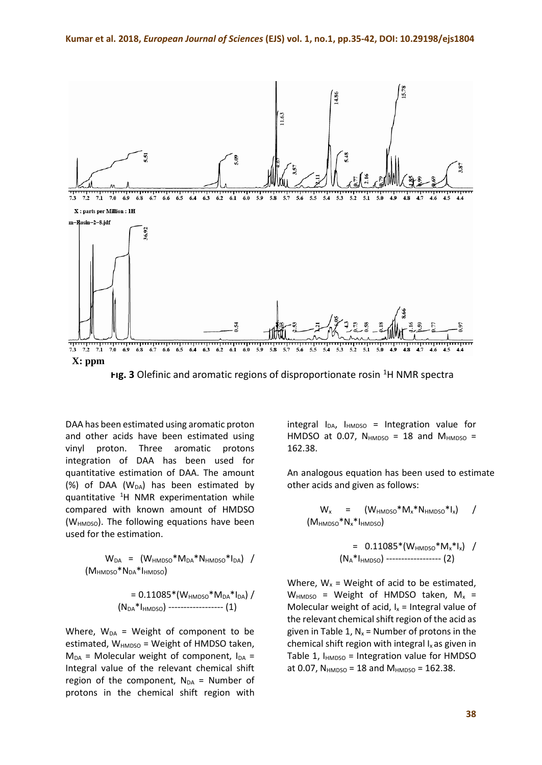X : parts per Million : 1H

m-Rosin-2-8.jdf

X: ppm

**Fig. 3** Olefinic and aromatic regions of disproportionate rosin [1]H NMR spectra

DAA has been estimated using aromatic proton and other acids have been estimated using vinyl proton. Three aromatic protons integration of DAA has been used for quantitative estimation of DAA. The amount (%) of DAA ($W_{DA}$) has been estimated by quantitative $^{1}$H NMR experimentation while compared with known amount of HMDSO ($W_{HMDSO}$). The following equations have been used for the estimation.

$$W_{DA} = (W_{HMDSO}*M_{DA}*N_{HMDSO}*I_{DA}) / (M_{HMDSO}*N_{DA}*I_{HMDSO})$$

$$= 0.11085*(W_{HMDSO}*M_{DA}*I_{DA}) / (N_{DA}*I_{HMDSO}) \text{ ------------------ (1)}$$

Where, $W_{DA}$ = Weight of component to be estimated, $W_{HMDSO}$ = Weight of HMDSO taken, $M_{DA}$ = Molecular weight of component, $I_{DA}$ = Integral value of the relevant chemical shift region of the component, $N_{DA}$ = Number of protons in the chemical shift region with integral $I_{DA}$, $I_{HMDSO}$ = Integration value for HMDSO at 0.07, $N_{HMDSO}$ = 18 and $M_{HMDSO}$ = 162.38.

An analogous equation has been used to estimate other acids and given as follows:

$$W_x = (W_{HMDSO}*M_x*N_{HMDSO}*I_x) / (M_{HMDSO}*N_x*I_{HMDSO})$$

$$= 0.11085*(W_{HMDSO}*M_x*I_x) / (N_A*I_{HMDSO}) \text{ ------------------ (2)}$$

Where, $W_x$ = Weight of acid to be estimated, $W_{HMDSO}$ = Weight of HMDSO taken, $M_x$ = Molecular weight of acid, $I_x$ = Integral value of the relevant chemical shift region of the acid as given in Table 1, $N_x$ = Number of protons in the chemical shift region with integral $I_x$ as given in Table 1, $I_{HMDSO}$ = Integration value for HMDSO at 0.07, $N_{HMDSO}$ = 18 and $M_{HMDSO}$ = 162.38.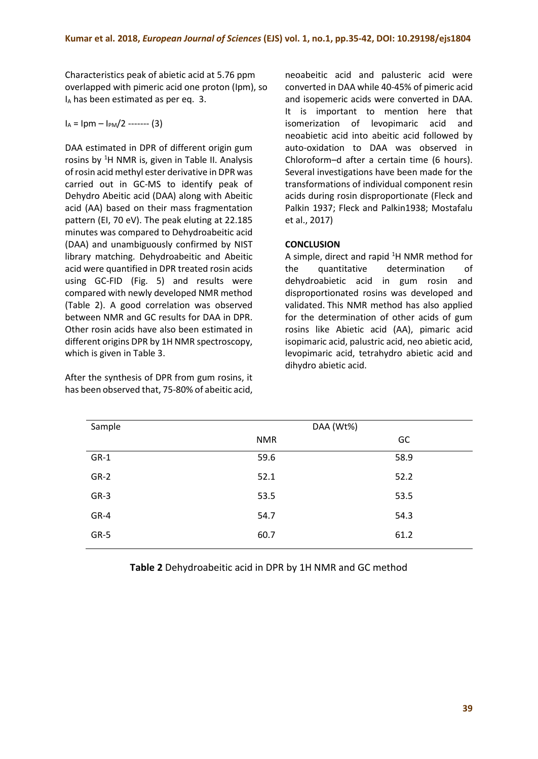Characteristics peak of abietic acid at 5.76 ppm overlapped with pimeric acid one proton (Ipm), so $I_A$ has been estimated as per eq. 3.

$$I_A = Ipm - I_{PM}/2 \text{ ------- } (3)$$

DAA estimated in DPR of different origin gum rosins by [1]H NMR is, given in Table II. Analysis of rosin acid methyl ester derivative in DPR was carried out in GC-MS to identify peak of Dehydro Abeitic acid (DAA) along with Abeitic acid (AA) based on their mass fragmentation pattern (EI, 70 eV). The peak eluting at 22.185 minutes was compared to Dehydroabeitic acid (DAA) and unambiguously confirmed by NIST library matching. Dehydroabeitic and Abeitic acid were quantified in DPR treated rosin acids using GC-FID (Fig. 5) and results were compared with newly developed NMR method (Table 2). A good correlation was observed between NMR and GC results for DAA in DPR. Other rosin acids have also been estimated in different origins DPR by 1H NMR spectroscopy, which is given in Table 3.

After the synthesis of DPR from gum rosins, it has been observed that, 75-80% of abeitic acid, neoabeitic acid and palusteric acid were converted in DAA while 40-45% of pimeric acid and isopemeric acids were converted in DAA. It is important to mention here that isomerization of levopimaric acid and neoabietic acid into abeitic acid followed by auto-oxidation to DAA was observed in Chloroform–d after a certain time (6 hours). Several investigations have been made for the transformations of individual component resin acids during rosin disproportionate (Fleck and Palkin 1937; Fleck and Palkin1938; Mostafalu et al., 2017)

## CONCLUSION

A simple, direct and rapid [1]H NMR method for the quantitative determination of dehydroabietic acid in gum rosin and disproportionated rosins was developed and validated. This NMR method has also applied for the determination of other acids of gum rosins like Abietic acid (AA), pimaric acid isopimaric acid, palustric acid, neo abietic acid, levopimaric acid, tetrahydro abietic acid and dihydro abietic acid.

| Sample | DAA (Wt%) | |
|---|---|---|
| | NMR | GC |
| GR-1 | 59.6 | 58.9 |
| GR-2 | 52.1 | 52.2 |
| GR-3 | 53.5 | 53.5 |
| GR-4 | 54.7 | 54.3 |
| GR-5 | 60.7 | 61.2 |

**Table 2** Dehydroabeitic acid in DPR by 1H NMR and GC method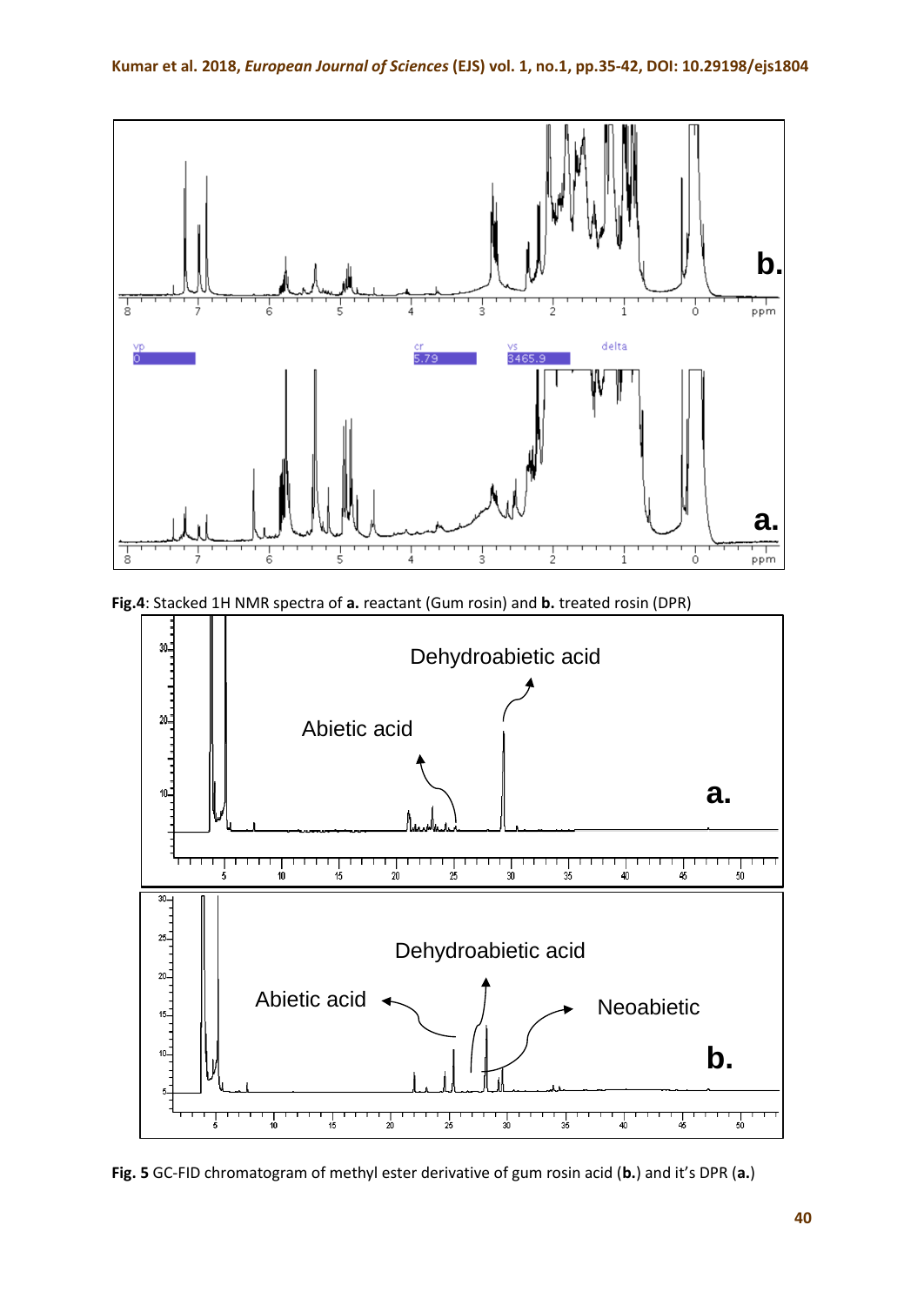**Fig.4**: Stacked 1H NMR spectra of **a.** reactant (Gum rosin) and **b.** treated rosin (DPR)

**Fig. 5** GC-FID chromatogram of methyl ester derivative of gum rosin acid (**b.**) and it's DPR (**a.**)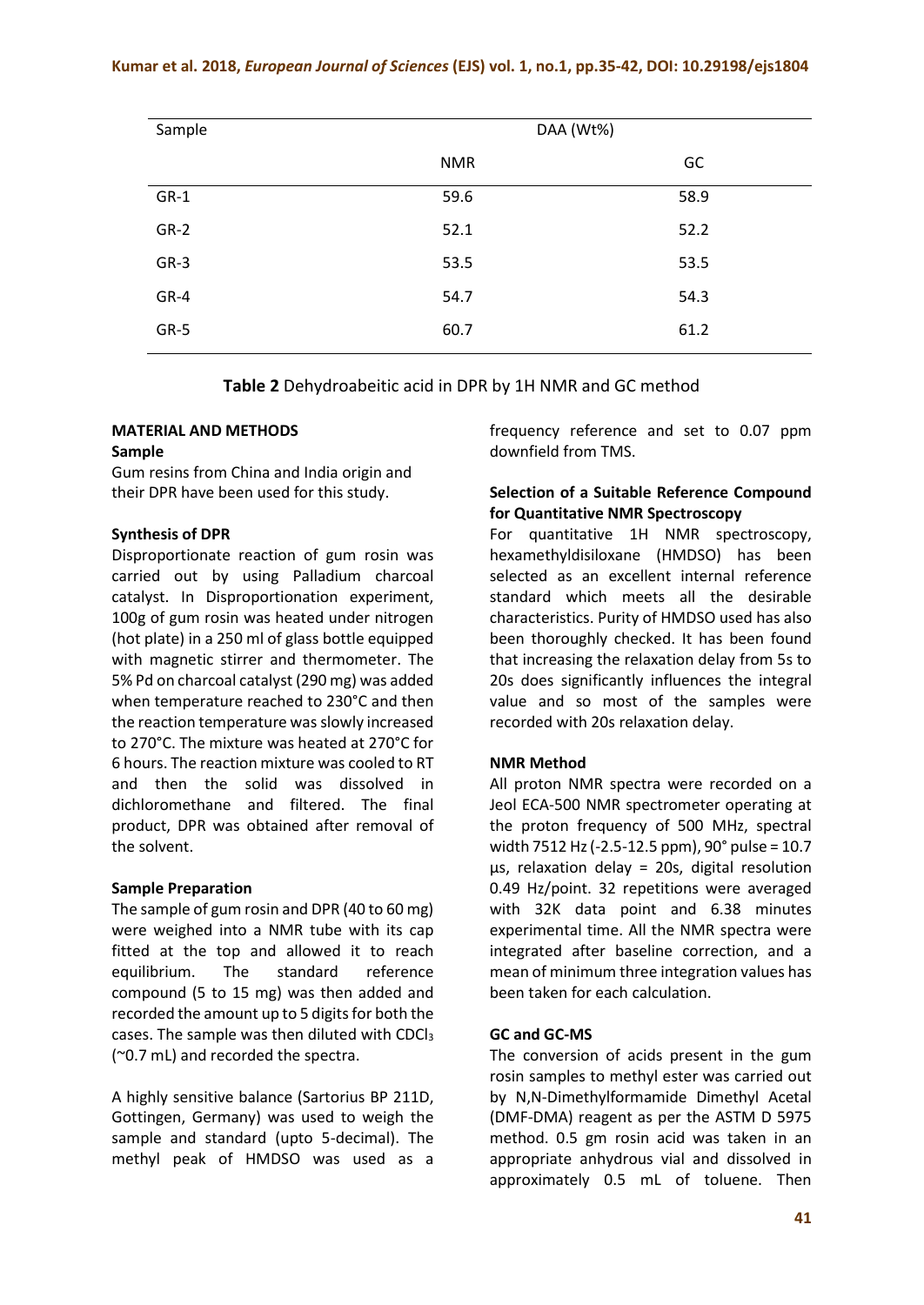| Sample | DAA (Wt%) | |
|---|---|---|
| | NMR | GC |
| GR-1 | 59.6 | 58.9 |
| GR-2 | 52.1 | 52.2 |
| GR-3 | 53.5 | 53.5 |
| GR-4 | 54.7 | 54.3 |
| GR-5 | 60.7 | 61.2 |

**Table 2** Dehydroabeitic acid in DPR by 1H NMR and GC method

## MATERIAL AND METHODS

### Sample

Gum resins from China and India origin and their DPR have been used for this study.

### Synthesis of DPR

Disproportionate reaction of gum rosin was carried out by using Palladium charcoal catalyst. In Disproportionation experiment, 100g of gum rosin was heated under nitrogen (hot plate) in a 250 ml of glass bottle equipped with magnetic stirrer and thermometer. The 5% Pd on charcoal catalyst (290 mg) was added when temperature reached to 230°C and then the reaction temperature was slowly increased to 270°C. The mixture was heated at 270°C for 6 hours. The reaction mixture was cooled to RT and then the solid was dissolved in dichloromethane and filtered. The final product, DPR was obtained after removal of the solvent.

### Sample Preparation

The sample of gum rosin and DPR (40 to 60 mg) were weighed into a NMR tube with its cap fitted at the top and allowed it to reach equilibrium. The standard reference compound (5 to 15 mg) was then added and recorded the amount up to 5 digits for both the cases. The sample was then diluted with $CDCl_3$ (~0.7 mL) and recorded the spectra.

A highly sensitive balance (Sartorius BP 211D, Gottingen, Germany) was used to weigh the sample and standard (upto 5-decimal). The methyl peak of HMDSO was used as a frequency reference and set to 0.07 ppm downfield from TMS.

### Selection of a Suitable Reference Compound for Quantitative NMR Spectroscopy

For quantitative 1H NMR spectroscopy, hexamethyldisiloxane (HMDSO) has been selected as an excellent internal reference standard which meets all the desirable characteristics. Purity of HMDSO used has also been thoroughly checked. It has been found that increasing the relaxation delay from 5s to 20s does significantly influences the integral value and so most of the samples were recorded with 20s relaxation delay.

### NMR Method

All proton NMR spectra were recorded on a Jeol ECA-500 NMR spectrometer operating at the proton frequency of 500 MHz, spectral width 7512 Hz (-2.5-12.5 ppm), 90° pulse = 10.7 µs, relaxation delay = 20s, digital resolution 0.49 Hz/point. 32 repetitions were averaged with 32K data point and 6.38 minutes experimental time. All the NMR spectra were integrated after baseline correction, and a mean of minimum three integration values has been taken for each calculation.

### GC and GC-MS

The conversion of acids present in the gum rosin samples to methyl ester was carried out by N,N-Dimethylformamide Dimethyl Acetal (DMF-DMA) reagent as per the ASTM D 5975 method. 0.5 gm rosin acid was taken in an appropriate anhydrous vial and dissolved in approximately 0.5 mL of toluene. Then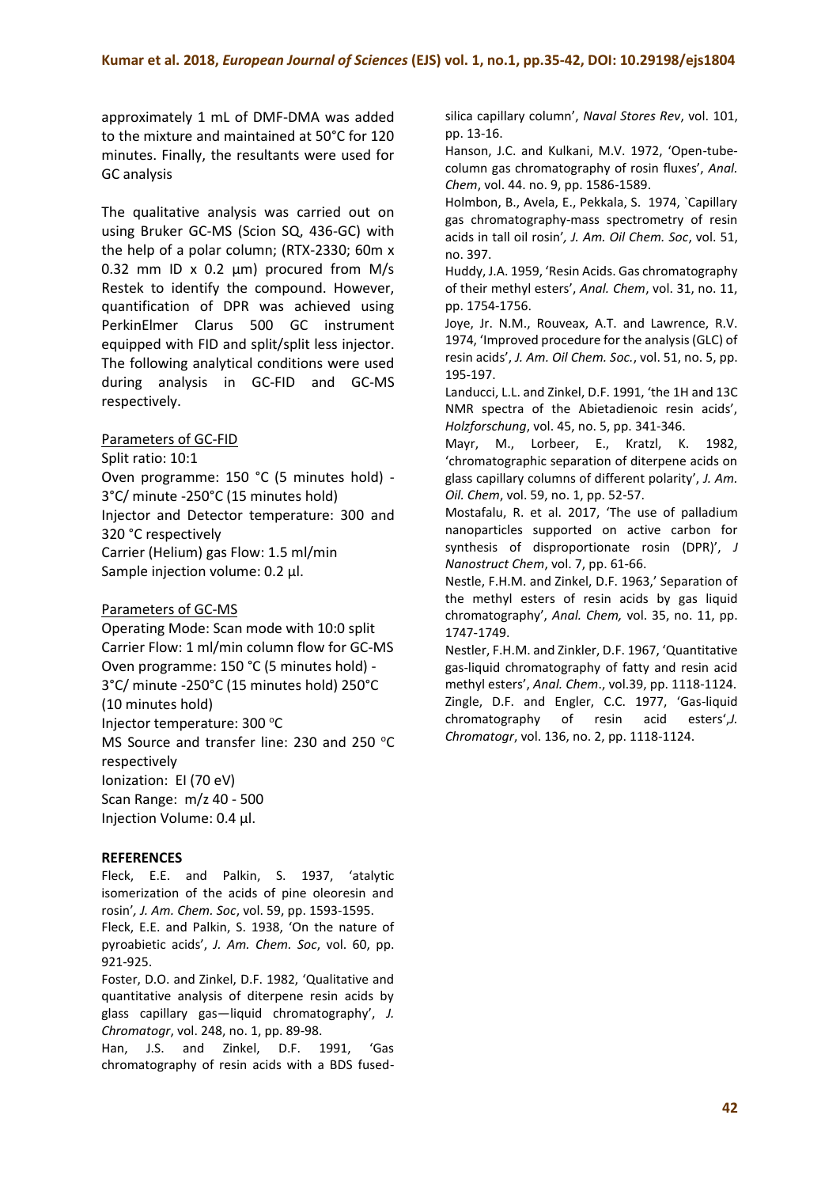approximately 1 mL of DMF-DMA was added to the mixture and maintained at 50°C for 120 minutes. Finally, the resultants were used for GC analysis

The qualitative analysis was carried out on using Bruker GC-MS (Scion SQ, 436-GC) with the help of a polar column; (RTX-2330; 60m x 0.32 mm ID x 0.2 µm) procured from M/s Restek to identify the compound. However, quantification of DPR was achieved using PerkinElmer Clarus 500 GC instrument equipped with FID and split/split less injector. The following analytical conditions were used during analysis in GC-FID and GC-MS respectively.

Parameters of GC-FID

Split ratio: 10:1
Oven programme: 150 °C (5 minutes hold) - 3°C/ minute -250°C (15 minutes hold)
Injector and Detector temperature: 300 and 320 °C respectively
Carrier (Helium) gas Flow: 1.5 ml/min
Sample injection volume: 0.2 µl.

Parameters of GC-MS

Operating Mode: Scan mode with 10:0 split
Carrier Flow: 1 ml/min column flow for GC-MS
Oven programme: 150 °C (5 minutes hold) - 3°C/ minute -250°C (15 minutes hold) 250°C (10 minutes hold)
Injector temperature: 300 °C
MS Source and transfer line: 230 and 250 °C respectively
Ionization: EI (70 eV)
Scan Range: m/z 40 - 500
Injection Volume: 0.4 µl.

**REFERENCES**

Fleck, E.E. and Palkin, S. 1937, 'atalytic isomerization of the acids of pine oleoresin and rosin', *J. Am. Chem. Soc*, vol. 59, pp. 1593-1595.

Fleck, E.E. and Palkin, S. 1938, 'On the nature of pyroabietic acids', *J. Am. Chem. Soc*, vol. 60, pp. 921-925.

Foster, D.O. and Zinkel, D.F. 1982, 'Qualitative and quantitative analysis of diterpene resin acids by glass capillary gas—liquid chromatography', *J. Chromatogr*, vol. 248, no. 1, pp. 89-98.

Han, J.S. and Zinkel, D.F. 1991, 'Gas chromatography of resin acids with a BDS fused-silica capillary column', *Naval Stores Rev*, vol. 101, pp. 13-16.

Hanson, J.C. and Kulkani, M.V. 1972, 'Open-tube-column gas chromatography of rosin fluxes', *Anal. Chem*, vol. 44. no. 9, pp. 1586-1589.

Holmbon, B., Avela, E., Pekkala, S. 1974, `Capillary gas chromatography-mass spectrometry of resin acids in tall oil rosin', *J. Am. Oil Chem. Soc*, vol. 51, no. 397.

Huddy, J.A. 1959, 'Resin Acids. Gas chromatography of their methyl esters', *Anal. Chem*, vol. 31, no. 11, pp. 1754-1756.

Joye, Jr. N.M., Rouveax, A.T. and Lawrence, R.V. 1974, 'Improved procedure for the analysis (GLC) of resin acids', *J. Am. Oil Chem. Soc.*, vol. 51, no. 5, pp. 195-197.

Landucci, L.L. and Zinkel, D.F. 1991, 'the 1H and 13C NMR spectra of the Abietadienoic resin acids', *Holzforschung*, vol. 45, no. 5, pp. 341-346.

Mayr, M., Lorbeer, E., Kratzl, K. 1982, 'chromatographic separation of diterpene acids on glass capillary columns of different polarity', *J. Am. Oil. Chem*, vol. 59, no. 1, pp. 52-57.

Mostafalu, R. et al. 2017, 'The use of palladium nanoparticles supported on active carbon for synthesis of disproportionate rosin (DPR)', *J Nanostruct Chem*, vol. 7, pp. 61-66.

Nestle, F.H.M. and Zinkel, D.F. 1963,' Separation of the methyl esters of resin acids by gas liquid chromatography', *Anal. Chem,* vol. 35, no. 11, pp. 1747-1749.

Nestler, F.H.M. and Zinkler, D.F. 1967, 'Quantitative gas-liquid chromatography of fatty and resin acid methyl esters', *Anal. Chem*., vol.39, pp. 1118-1124.

Zingle, D.F. and Engler, C.C. 1977, 'Gas-liquid chromatography of resin acid esters',*J. Chromatogr*, vol. 136, no. 2, pp. 1118-1124.